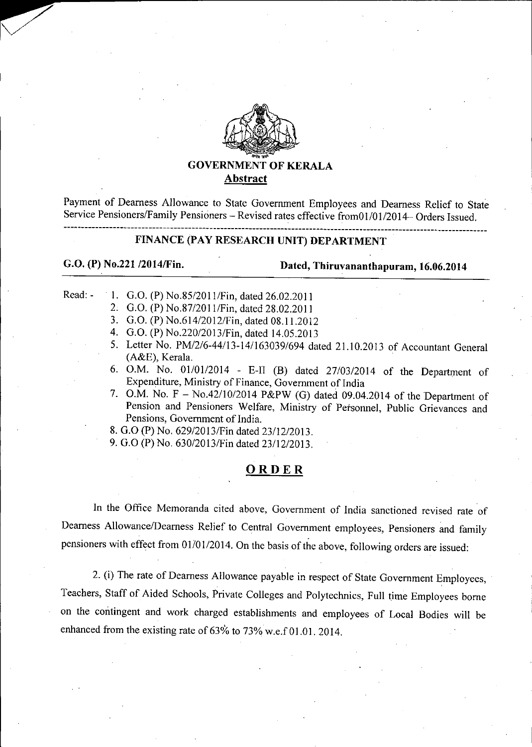**GOVERNMENT OF KERALA**

**Abstract**

Payment of Dearness Allowance to State Government Employees and Dearness Relief to State Service Pensioners/Family Pensioners – Revised rates effective from01/01/2014– Orders Issued.

---

**FINANCE (PAY RESEARCH UNIT) DEPARTMENT**

**G.O. (P) No.221 /2014/Fin.** **Dated, Thiruvananthapuram, 16.06.2014**

---

Read: -

1. G.O. (P) No.85/2011/Fin, dated 26.02.2011
2. G.O. (P) No.87/2011/Fin, dated 28.02.2011
3. G.O. (P) No.614/2012/Fin, dated 08.11.2012
4. G.O. (P) No.220/2013/Fin, dated 14.05.2013
5. Letter No. PM/2/6-44/13-14/163039/694 dated 21.10.2013 of Accountant General (A&E), Kerala.
6. O.M. No. 01/01/2014 - E-II (B) dated 27/03/2014 of the Department of Expenditure, Ministry of Finance, Government of India
7. O.M. No. F – No.42/10/2014 P&PW (G) dated 09.04.2014 of the Department of Pension and Pensioners Welfare, Ministry of Personnel, Public Grievances and Pensions, Government of India.
8. G.O (P) No. 629/2013/Fin dated 23/12/2013.
9. G.O (P) No. 630/2013/Fin dated 23/12/2013.

## ORDER

In the Office Memoranda cited above, Government of India sanctioned revised rate of Dearness Allowance/Dearness Relief to Central Government employees, Pensioners and family pensioners with effect from 01/01/2014. On the basis of the above, following orders are issued:

2. (i) The rate of Dearness Allowance payable in respect of State Government Employees, Teachers, Staff of Aided Schools, Private Colleges and Polytechnics, Full time Employees borne on the contingent and work charged establishments and employees of Local Bodies will be enhanced from the existing rate of 63% to 73% w.e.f 01.01. 2014.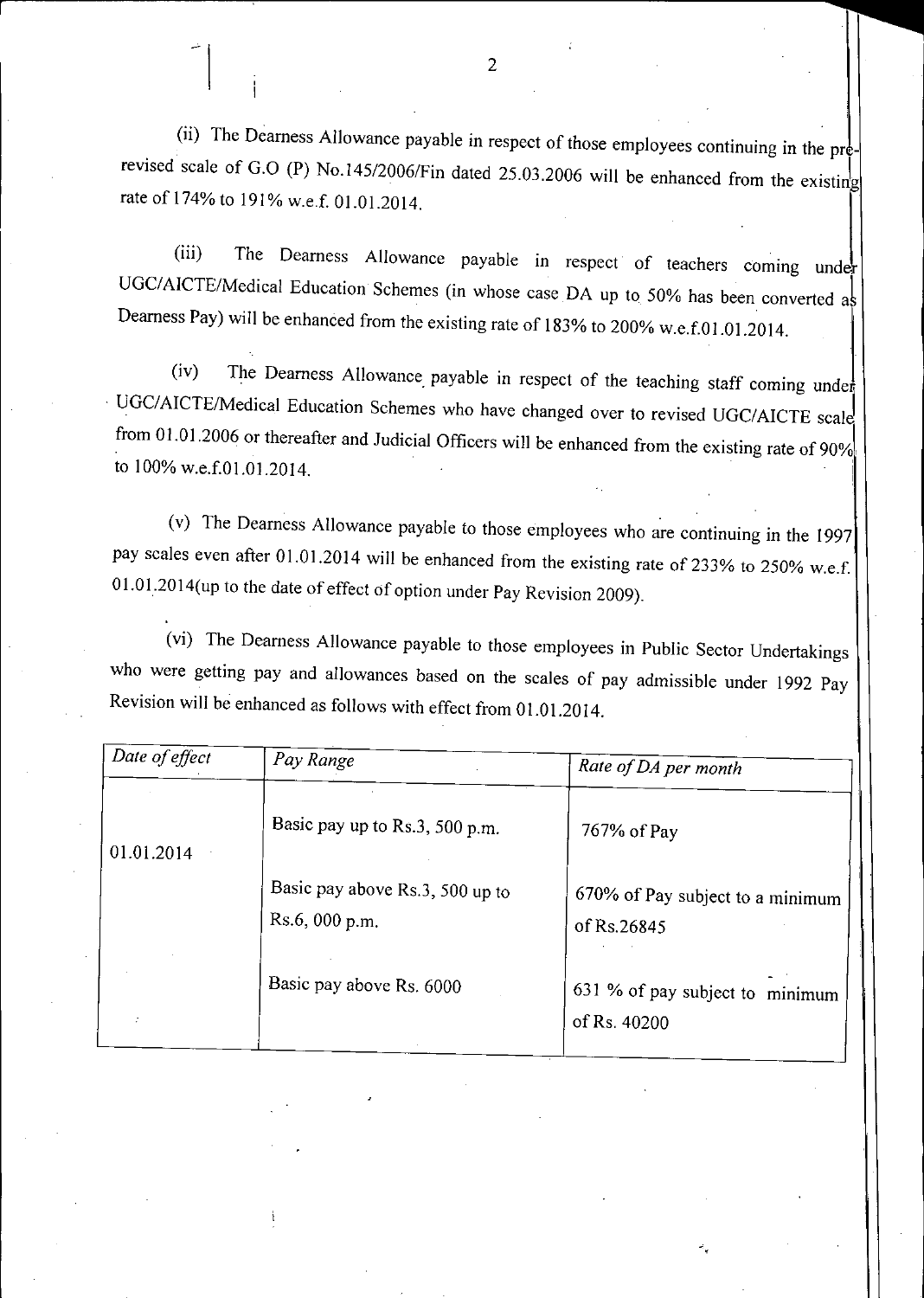(ii) The Dearness Allowance payable in respect of those employees continuing in the pre-revised scale of G.O (P) No.145/2006/Fin dated 25.03.2006 will be enhanced from the existing rate of 174% to 191% w.e.f. 01.01.2014.

(iii) The Dearness Allowance payable in respect of teachers coming under UGC/AICTE/Medical Education Schemes (in whose case DA up to 50% has been converted as Dearness Pay) will be enhanced from the existing rate of 183% to 200% w.e.f.01.01.2014.

(iv) The Dearness Allowance payable in respect of the teaching staff coming under UGC/AICTE/Medical Education Schemes who have changed over to revised UGC/AICTE scale from 01.01.2006 or thereafter and Judicial Officers will be enhanced from the existing rate of 90% to 100% w.e.f.01.01.2014.

(v) The Dearness Allowance payable to those employees who are continuing in the 1997 pay scales even after 01.01.2014 will be enhanced from the existing rate of 233% to 250% w.e.f. 01.01.2014(up to the date of effect of option under Pay Revision 2009).

(vi) The Dearness Allowance payable to those employees in Public Sector Undertakings who were getting pay and allowances based on the scales of pay admissible under 1992 Pay Revision will be enhanced as follows with effect from 01.01.2014.

| *Date of effect* | *Pay Range* | *Rate of DA per month* |
|---|---|---|
| 01.01.2014 | Basic pay up to Rs.3, 500 p.m. | 767% of Pay |
| | Basic pay above Rs.3, 500 up to Rs.6, 000 p.m. | 670% of Pay subject to a minimum of Rs.26845 |
| | Basic pay above Rs. 6000 | 631 % of pay subject to minimum of Rs. 40200 |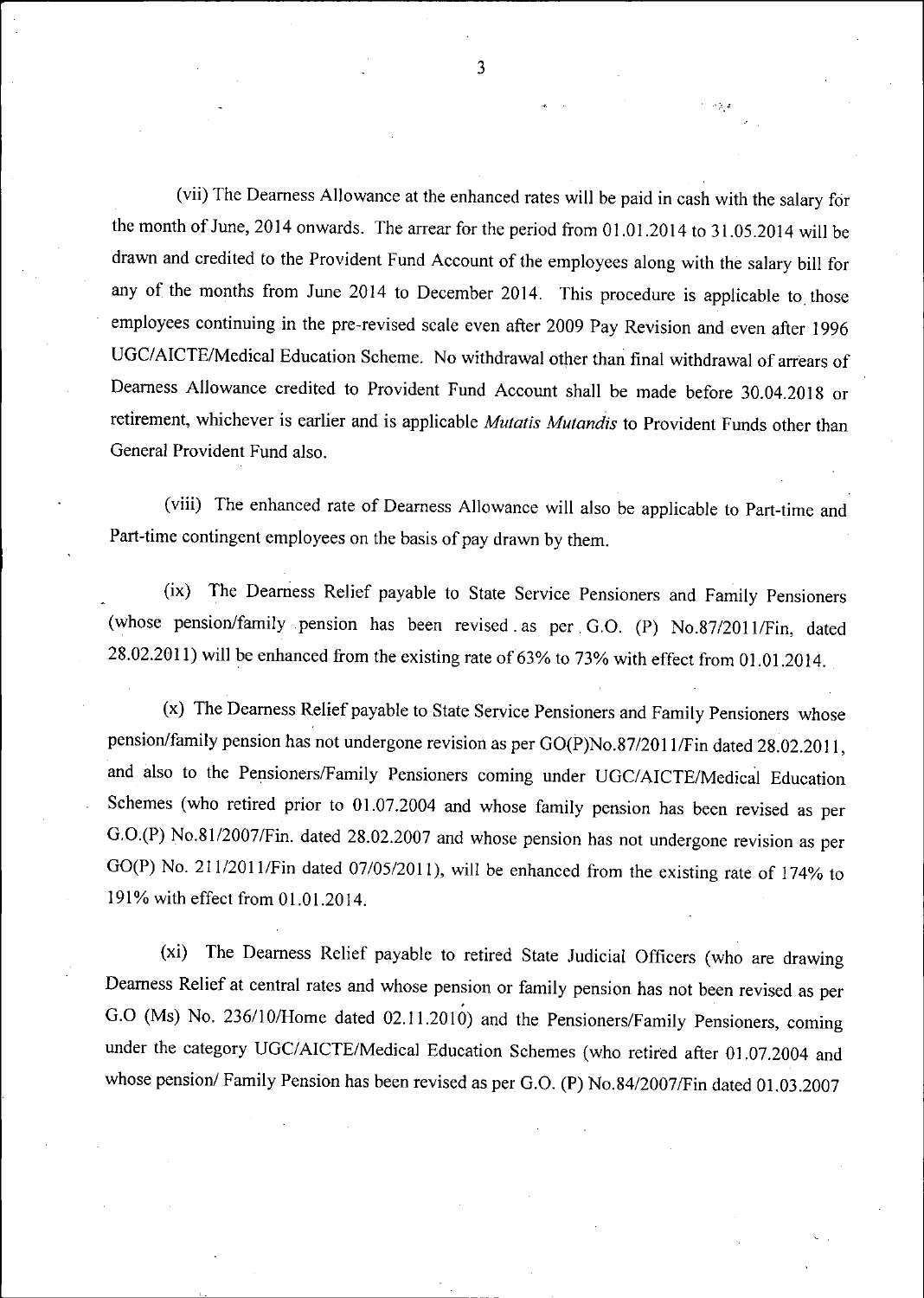(vii) The Dearness Allowance at the enhanced rates will be paid in cash with the salary for the month of June, 2014 onwards. The arrear for the period from 01.01.2014 to 31.05.2014 will be drawn and credited to the Provident Fund Account of the employees along with the salary bill for any of the months from June 2014 to December 2014. This procedure is applicable to those employees continuing in the pre-revised scale even after 2009 Pay Revision and even after 1996 UGC/AICTE/Medical Education Scheme. No withdrawal other than final withdrawal of arrears of Dearness Allowance credited to Provident Fund Account shall be made before 30.04.2018 or retirement, whichever is earlier and is applicable *Mutatis Mutandis* to Provident Funds other than General Provident Fund also.

(viii) The enhanced rate of Dearness Allowance will also be applicable to Part-time and Part-time contingent employees on the basis of pay drawn by them.

(ix) The Dearness Relief payable to State Service Pensioners and Family Pensioners (whose pension/family pension has been revised as per G.O. (P) No.87/2011/Fin, dated 28.02.2011) will be enhanced from the existing rate of 63% to 73% with effect from 01.01.2014.

(x) The Dearness Relief payable to State Service Pensioners and Family Pensioners whose pension/family pension has not undergone revision as per GO(P)No.87/2011/Fin dated 28.02.2011, and also to the Pensioners/Family Pensioners coming under UGC/AICTE/Medical Education Schemes (who retired prior to 01.07.2004 and whose family pension has been revised as per G.O.(P) No.81/2007/Fin. dated 28.02.2007 and whose pension has not undergone revision as per GO(P) No. 211/2011/Fin dated 07/05/2011), will be enhanced from the existing rate of 174% to 191% with effect from 01.01.2014.

(xi) The Dearness Relief payable to retired State Judicial Officers (who are drawing Dearness Relief at central rates and whose pension or family pension has not been revised as per G.O (Ms) No. 236/10/Home dated 02.11.2010) and the Pensioners/Family Pensioners, coming under the category UGC/AICTE/Medical Education Schemes (who retired after 01.07.2004 and whose pension/ Family Pension has been revised as per G.O. (P) No.84/2007/Fin dated 01.03.2007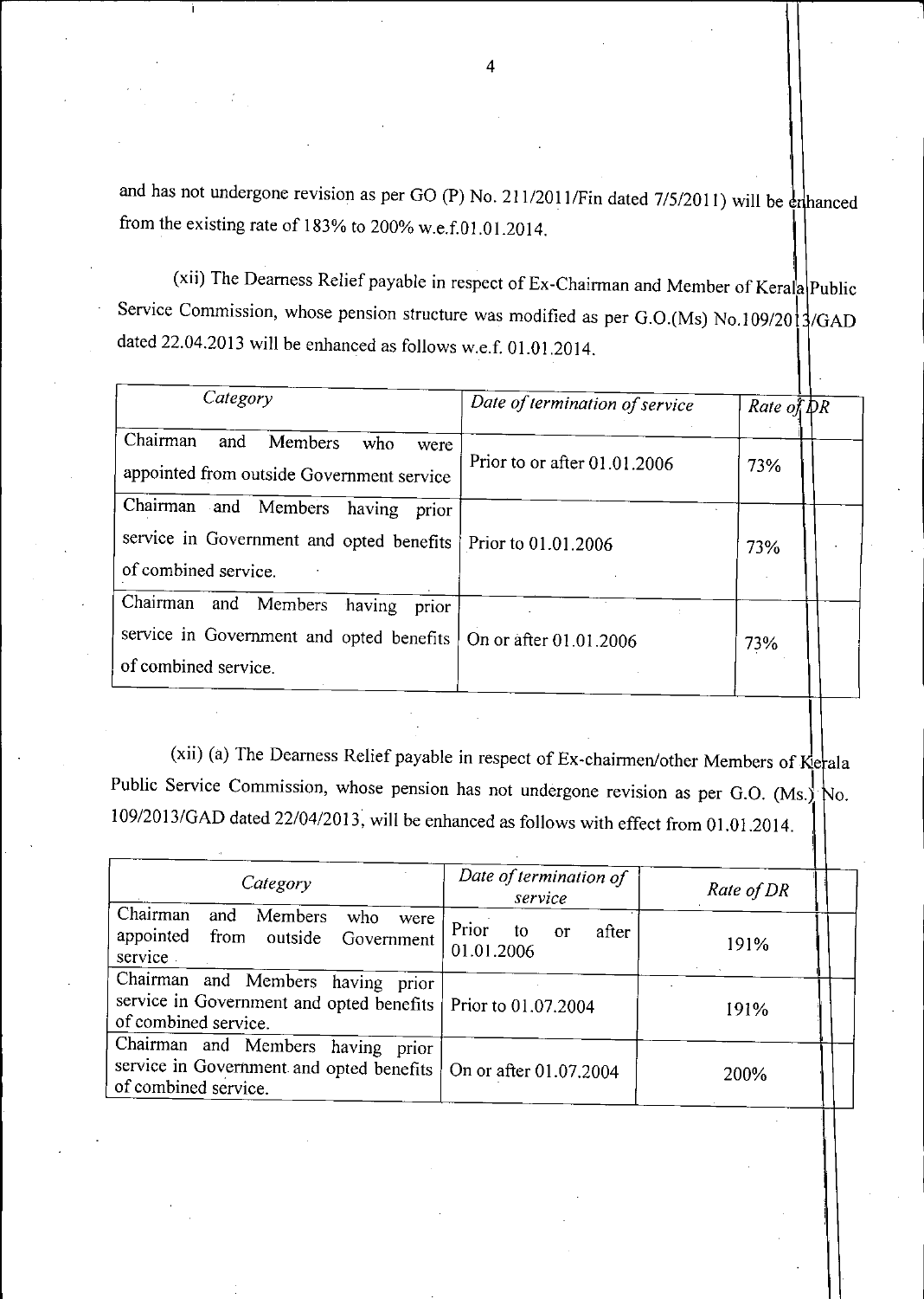and has not undergone revision as per GO (P) No. 211/2011/Fin dated 7/5/2011) will be enhanced from the existing rate of 183% to 200% w.e.f.01.01.2014.

(xii) The Dearness Relief payable in respect of Ex-Chairman and Member of Kerala Public Service Commission, whose pension structure was modified as per G.O.(Ms) No.109/2013/GAD dated 22.04.2013 will be enhanced as follows w.e.f. 01.01.2014.

| *Category* | *Date of termination of service* | *Rate of DR* |
|---|---|---|
| Chairman and Members who were appointed from outside Government service | Prior to or after 01.01.2006 | 73% |
| Chairman and Members having prior service in Government and opted benefits of combined service. | Prior to 01.01.2006 | 73% |
| Chairman and Members having prior service in Government and opted benefits of combined service. | On or after 01.01.2006 | 73% |

(xii) (a) The Dearness Relief payable in respect of Ex-chairmen/other Members of Kerala Public Service Commission, whose pension has not undergone revision as per G.O. (Ms.) No. 109/2013/GAD dated 22/04/2013, will be enhanced as follows with effect from 01.01.2014.

| *Category* | *Date of termination of service* | *Rate of DR* |
|---|---|---|
| Chairman and Members who were appointed from outside Government service | Prior to or after 01.01.2006 | 191% |
| Chairman and Members having prior service in Government and opted benefits of combined service. | Prior to 01.07.2004 | 191% |
| Chairman and Members having prior service in Government and opted benefits of combined service. | On or after 01.07.2004 | 200% |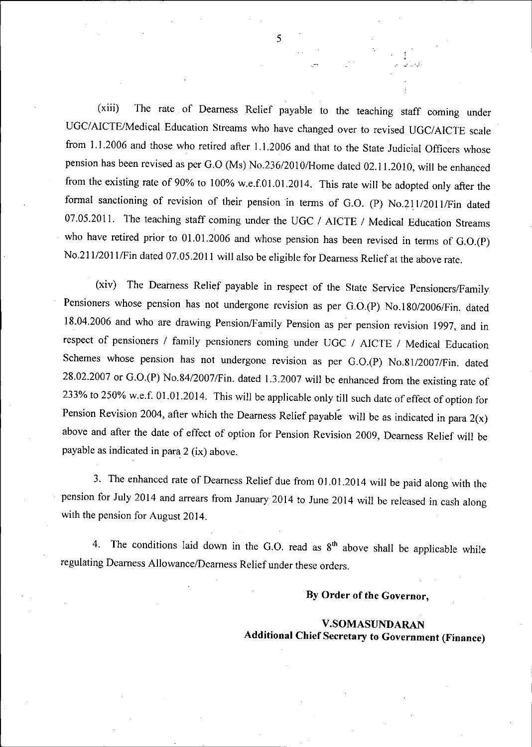(xiii) The rate of Dearness Relief payable to the teaching staff coming under UGC/AICTE/Medical Education Streams who have changed over to revised UGC/AICTE scale from 1.1.2006 and those who retired after 1.1.2006 and that to the State Judicial Officers whose pension has been revised as per G.O (Ms) No.236/2010/Home dated 02.11.2010, will be enhanced from the existing rate of 90% to 100% w.e.f.01.01.2014. This rate will be adopted only after the formal sanctioning of revision of their pension in terms of G.O. (P) No.211/2011/Fin dated 07.05.2011. The teaching staff coming under the UGC / AICTE / Medical Education Streams who have retired prior to 01.01.2006 and whose pension has been revised in terms of G.O.(P) No.211/2011/Fin dated 07.05.2011 will also be eligible for Dearness Relief at the above rate.

(xiv) The Dearness Relief payable in respect of the State Service Pensioners/Family Pensioners whose pension has not undergone revision as per G.O.(P) No.180/2006/Fin. dated 18.04.2006 and who are drawing Pension/Family Pension as per pension revision 1997, and in respect of pensioners / family pensioners coming under UGC / AICTE / Medical Education Schemes whose pension has not undergone revision as per G.O.(P) No.81/2007/Fin. dated 28.02.2007 or G.O.(P) No.84/2007/Fin. dated 1.3.2007 will be enhanced from the existing rate of 233% to 250% w.e.f. 01.01.2014. This will be applicable only till such date of effect of option for Pension Revision 2004, after which the Dearness Relief payable will be as indicated in para 2(x) above and after the date of effect of option for Pension Revision 2009, Dearness Relief will be payable as indicated in para 2 (ix) above.

3. The enhanced rate of Dearness Relief due from 01.01.2014 will be paid along with the pension for July 2014 and arrears from January 2014 to June 2014 will be released in cash along with the pension for August 2014.

4. The conditions laid down in the G.O. read as 8th above shall be applicable while regulating Dearness Allowance/Dearness Relief under these orders.

**By Order of the Governor,**

**V.SOMASUNDARAN**
**Additional Chief Secretary to Government (Finance)**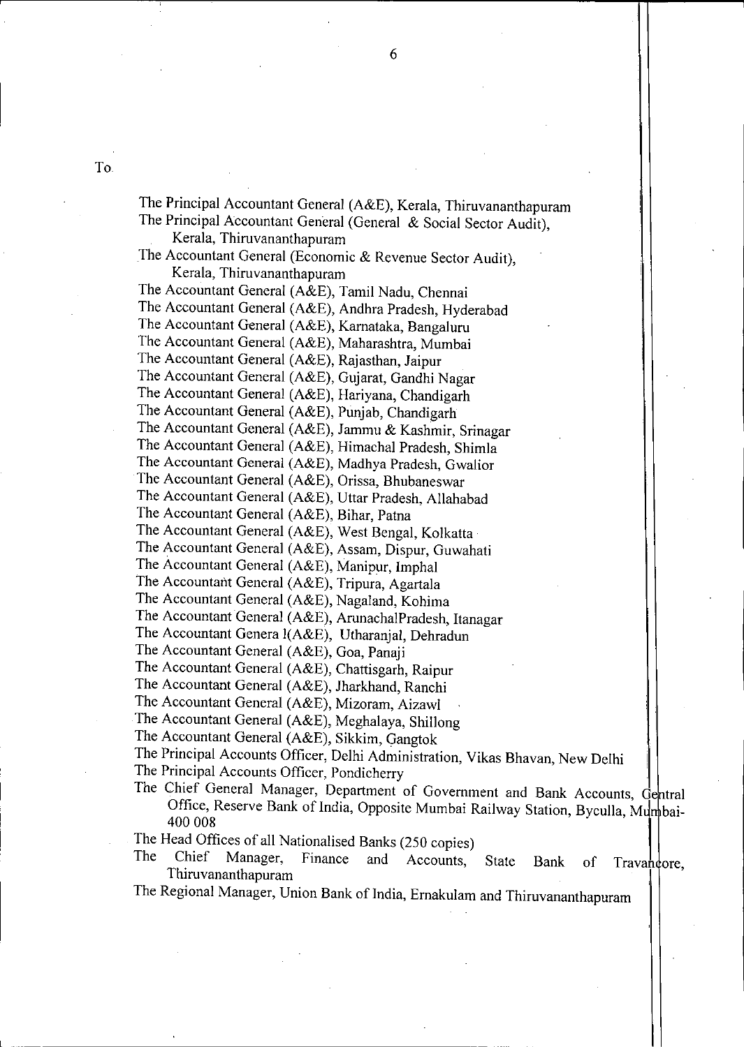To

The Principal Accountant General (A&E), Kerala, Thiruvananthapuram
The Principal Accountant General (General & Social Sector Audit), Kerala, Thiruvananthapuram
The Accountant General (Economic & Revenue Sector Audit), Kerala, Thiruvananthapuram
The Accountant General (A&E), Tamil Nadu, Chennai
The Accountant General (A&E), Andhra Pradesh, Hyderabad
The Accountant General (A&E), Karnataka, Bangaluru
The Accountant General (A&E), Maharashtra, Mumbai
The Accountant General (A&E), Rajasthan, Jaipur
The Accountant General (A&E), Gujarat, Gandhi Nagar
The Accountant General (A&E), Hariyana, Chandigarh
The Accountant General (A&E), Punjab, Chandigarh
The Accountant General (A&E), Jammu & Kashmir, Srinagar
The Accountant General (A&E), Himachal Pradesh, Shimla
The Accountant General (A&E), Madhya Pradesh, Gwalior
The Accountant General (A&E), Orissa, Bhubaneswar
The Accountant General (A&E), Uttar Pradesh, Allahabad
The Accountant General (A&E), Bihar, Patna
The Accountant General (A&E), West Bengal, Kolkatta
The Accountant General (A&E), Assam, Dispur, Guwahati
The Accountant General (A&E), Manipur, Imphal
The Accountant General (A&E), Tripura, Agartala
The Accountant General (A&E), Nagaland, Kohima
The Accountant General (A&E), ArunachalPradesh, Itanagar
The Accountant Genera l(A&E), Utharanjal, Dehradun
The Accountant General (A&E), Goa, Panaji
The Accountant General (A&E), Chattisgarh, Raipur
The Accountant General (A&E), Jharkhand, Ranchi
The Accountant General (A&E), Mizoram, Aizawl
The Accountant General (A&E), Meghalaya, Shillong
The Accountant General (A&E), Sikkim, Gangtok
The Principal Accounts Officer, Delhi Administration, Vikas Bhavan, New Delhi
The Principal Accounts Officer, Pondicherry
The Chief General Manager, Department of Government and Bank Accounts, Central Office, Reserve Bank of India, Opposite Mumbai Railway Station, Byculla, Mumbai-400 008
The Head Offices of all Nationalised Banks (250 copies)
The Chief Manager, Finance and Accounts, State Bank of Travancore, Thiruvananthapuram
The Regional Manager, Union Bank of India, Ernakulam and Thiruvananthapuram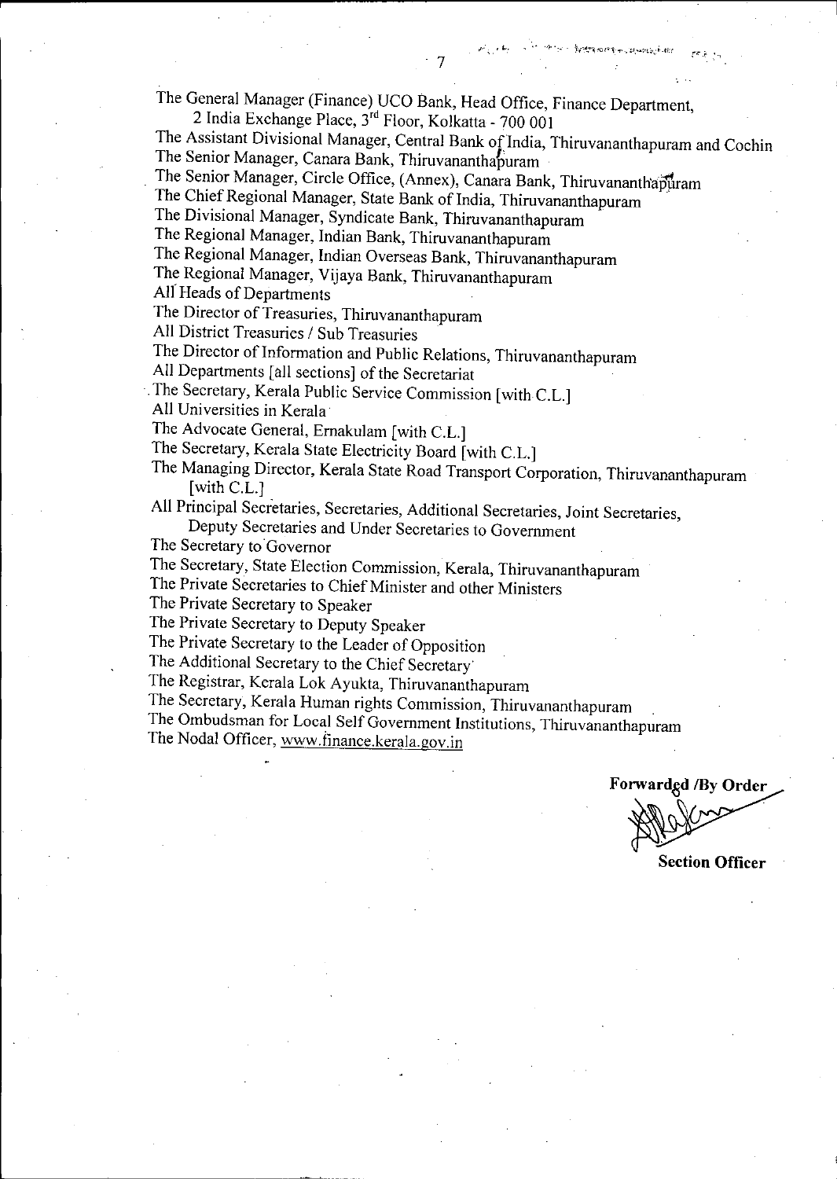The General Manager (Finance) UCO Bank, Head Office, Finance Department,
2 India Exchange Place, 3rd Floor, Kolkatta - 700 001

The Assistant Divisional Manager, Central Bank of India, Thiruvananthapuram and Cochin

The Senior Manager, Canara Bank, Thiruvananthapuram

The Senior Manager, Circle Office, (Annex), Canara Bank, Thiruvananthapuram

The Chief Regional Manager, State Bank of India, Thiruvananthapuram

The Divisional Manager, Syndicate Bank, Thiruvananthapuram

The Regional Manager, Indian Bank, Thiruvananthapuram

The Regional Manager, Indian Overseas Bank, Thiruvananthapuram

The Regional Manager, Vijaya Bank, Thiruvananthapuram

All Heads of Departments

The Director of Treasuries, Thiruvananthapuram

All District Treasuries / Sub Treasuries

The Director of Information and Public Relations, Thiruvananthapuram

All Departments [all sections] of the Secretariat

The Secretary, Kerala Public Service Commission [with C.L.]

All Universities in Kerala

The Advocate General, Ernakulam [with C.L.]

The Secretary, Kerala State Electricity Board [with C.L.]

The Managing Director, Kerala State Road Transport Corporation, Thiruvananthapuram [with C.L.]

All Principal Secretaries, Secretaries, Additional Secretaries, Joint Secretaries,
Deputy Secretaries and Under Secretaries to Government

The Secretary to Governor

The Secretary, State Election Commission, Kerala, Thiruvananthapuram

The Private Secretaries to Chief Minister and other Ministers

The Private Secretary to Speaker

The Private Secretary to Deputy Speaker

The Private Secretary to the Leader of Opposition

The Additional Secretary to the Chief Secretary

The Registrar, Kerala Lok Ayukta, Thiruvananthapuram

The Secretary, Kerala Human rights Commission, Thiruvananthapuram

The Ombudsman for Local Self Government Institutions, Thiruvananthapuram

The Nodal Officer, www.finance.kerala.gov.in

**Forwarded /By Order**

**Section Officer**